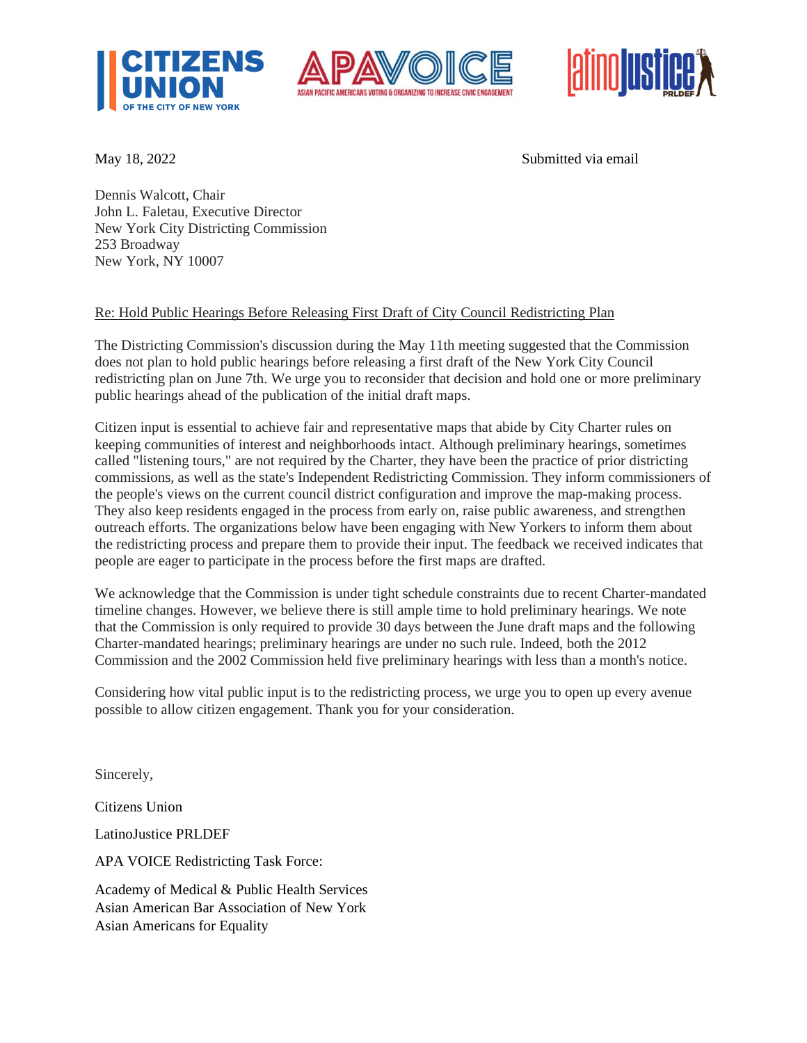May 18, 2022 Submitted via email

Dennis Walcott, Chair
John L. Faletau, Executive Director
New York City Districting Commission
253 Broadway
New York, NY 10007

Re: Hold Public Hearings Before Releasing First Draft of City Council Redistricting Plan

The Districting Commission's discussion during the May 11th meeting suggested that the Commission does not plan to hold public hearings before releasing a first draft of the New York City Council redistricting plan on June 7th. We urge you to reconsider that decision and hold one or more preliminary public hearings ahead of the publication of the initial draft maps.

Citizen input is essential to achieve fair and representative maps that abide by City Charter rules on keeping communities of interest and neighborhoods intact. Although preliminary hearings, sometimes called "listening tours," are not required by the Charter, they have been the practice of prior districting commissions, as well as the state's Independent Redistricting Commission. They inform commissioners of the people's views on the current council district configuration and improve the map-making process. They also keep residents engaged in the process from early on, raise public awareness, and strengthen outreach efforts. The organizations below have been engaging with New Yorkers to inform them about the redistricting process and prepare them to provide their input. The feedback we received indicates that people are eager to participate in the process before the first maps are drafted.

We acknowledge that the Commission is under tight schedule constraints due to recent Charter-mandated timeline changes. However, we believe there is still ample time to hold preliminary hearings. We note that the Commission is only required to provide 30 days between the June draft maps and the following Charter-mandated hearings; preliminary hearings are under no such rule. Indeed, both the 2012 Commission and the 2002 Commission held five preliminary hearings with less than a month's notice.

Considering how vital public input is to the redistricting process, we urge you to open up every avenue possible to allow citizen engagement. Thank you for your consideration.

Sincerely,

Citizens Union

LatinoJustice PRLDEF

APA VOICE Redistricting Task Force:

Academy of Medical & Public Health Services
Asian American Bar Association of New York
Asian Americans for Equality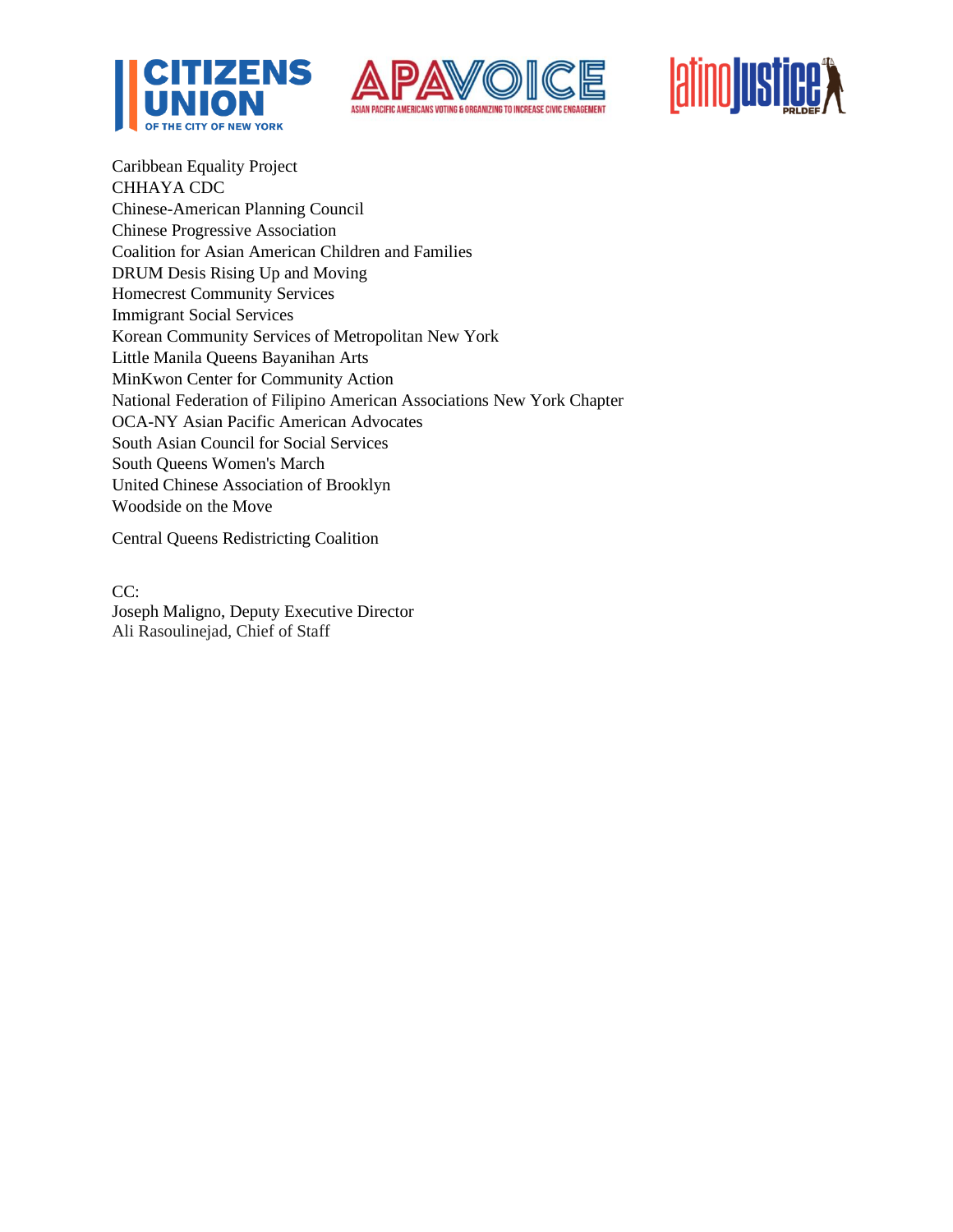Caribbean Equality Project
CHHAYA CDC
Chinese-American Planning Council
Chinese Progressive Association
Coalition for Asian American Children and Families
DRUM Desis Rising Up and Moving
Homecrest Community Services
Immigrant Social Services
Korean Community Services of Metropolitan New York
Little Manila Queens Bayanihan Arts
MinKwon Center for Community Action
National Federation of Filipino American Associations New York Chapter
OCA-NY Asian Pacific American Advocates
South Asian Council for Social Services
South Queens Women's March
United Chinese Association of Brooklyn
Woodside on the Move

Central Queens Redistricting Coalition

CC:
Joseph Maligno, Deputy Executive Director
Ali Rasoulinejad, Chief of Staff